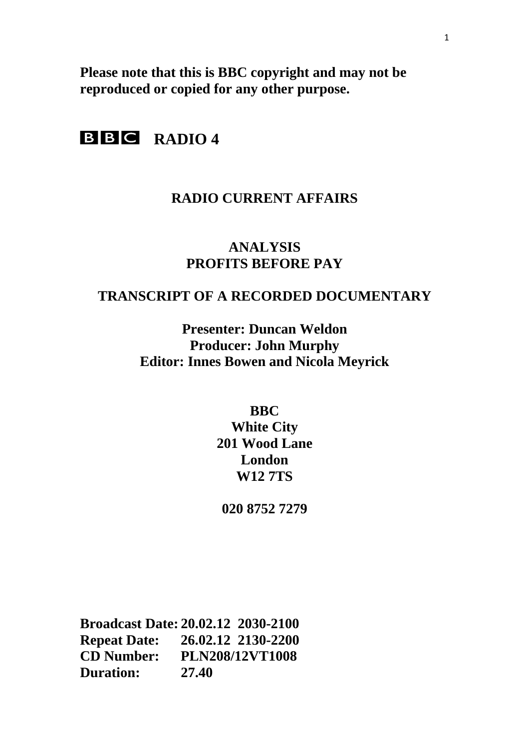**Please note that this is BBC copyright and may not be reproduced or copied for any other purpose.**

# BBC RADIO 4

## RADIO CURRENT AFFAIRS

## ANALYSIS
## PROFITS BEFORE PAY

## TRANSCRIPT OF A RECORDED DOCUMENTARY

**Presenter: Duncan Weldon**
**Producer: John Murphy**
**Editor: Innes Bowen and Nicola Meyrick**

**BBC**
**White City**
**201 Wood Lane**
**London**
**W12 7TS**

**020 8752 7279**

| | |
|---|---|
| **Broadcast Date:** | **20.02.12 2030-2100** |
| **Repeat Date:** | **26.02.12 2130-2200** |
| **CD Number:** | **PLN208/12VT1008** |
| **Duration:** | **27.40** |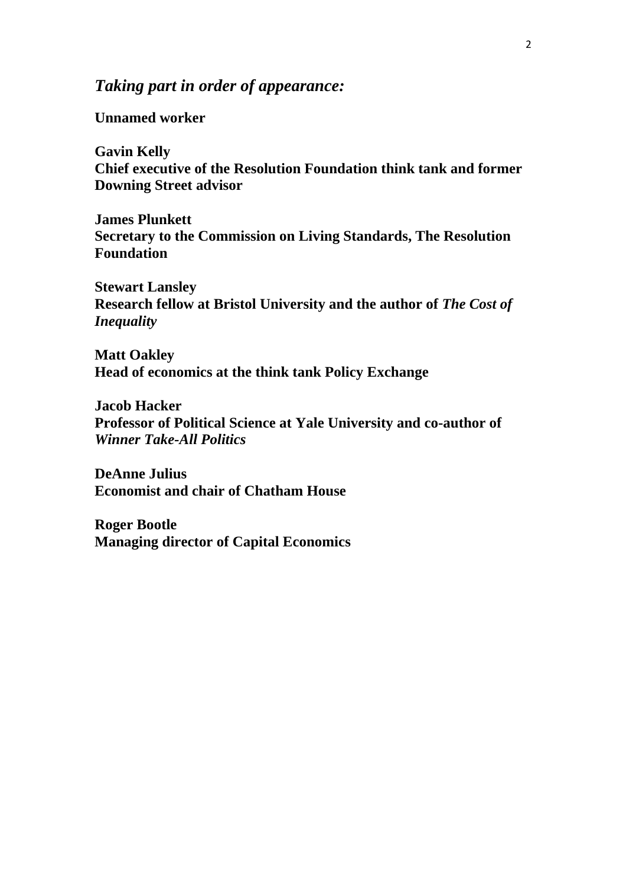## *Taking part in order of appearance:*

**Unnamed worker**

**Gavin Kelly**
**Chief executive of the Resolution Foundation think tank and former Downing Street advisor**

**James Plunkett**
**Secretary to the Commission on Living Standards, The Resolution Foundation**

**Stewart Lansley**
**Research fellow at Bristol University and the author of *The Cost of Inequality***

**Matt Oakley**
**Head of economics at the think tank Policy Exchange**

**Jacob Hacker**
**Professor of Political Science at Yale University and co-author of *Winner Take-All Politics***

**DeAnne Julius**
**Economist and chair of Chatham House**

**Roger Bootle**
**Managing director of Capital Economics**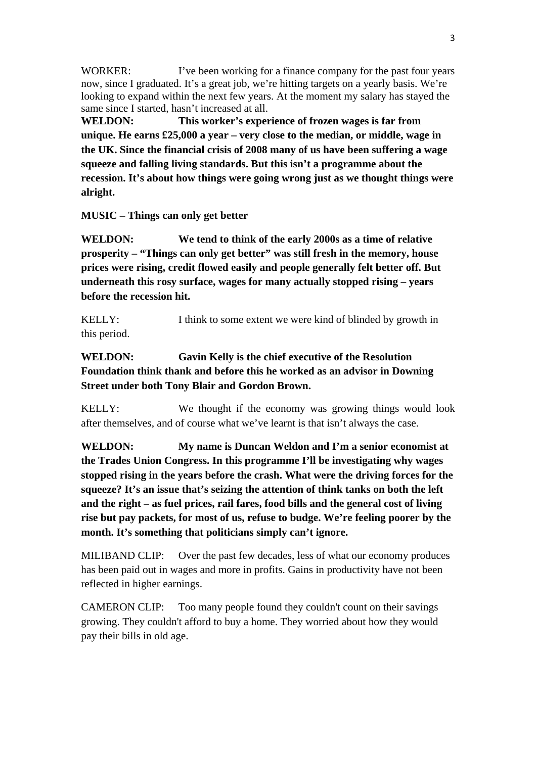WORKER: I've been working for a finance company for the past four years now, since I graduated. It's a great job, we're hitting targets on a yearly basis. We're looking to expand within the next few years. At the moment my salary has stayed the same since I started, hasn't increased at all.

**WELDON: This worker's experience of frozen wages is far from unique. He earns £25,000 a year – very close to the median, or middle, wage in the UK. Since the financial crisis of 2008 many of us have been suffering a wage squeeze and falling living standards. But this isn't a programme about the recession. It's about how things were going wrong just as we thought things were alright.**

**MUSIC – Things can only get better**

**WELDON: We tend to think of the early 2000s as a time of relative prosperity – "Things can only get better" was still fresh in the memory, house prices were rising, credit flowed easily and people generally felt better off. But underneath this rosy surface, wages for many actually stopped rising – years before the recession hit.**

KELLY: I think to some extent we were kind of blinded by growth in this period.

**WELDON: Gavin Kelly is the chief executive of the Resolution Foundation think thank and before this he worked as an advisor in Downing Street under both Tony Blair and Gordon Brown.**

KELLY: We thought if the economy was growing things would look after themselves, and of course what we've learnt is that isn't always the case.

**WELDON: My name is Duncan Weldon and I'm a senior economist at the Trades Union Congress. In this programme I'll be investigating why wages stopped rising in the years before the crash. What were the driving forces for the squeeze? It's an issue that's seizing the attention of think tanks on both the left and the right – as fuel prices, rail fares, food bills and the general cost of living rise but pay packets, for most of us, refuse to budge. We're feeling poorer by the month. It's something that politicians simply can't ignore.**

MILIBAND CLIP: Over the past few decades, less of what our economy produces has been paid out in wages and more in profits. Gains in productivity have not been reflected in higher earnings.

CAMERON CLIP: Too many people found they couldn't count on their savings growing. They couldn't afford to buy a home. They worried about how they would pay their bills in old age.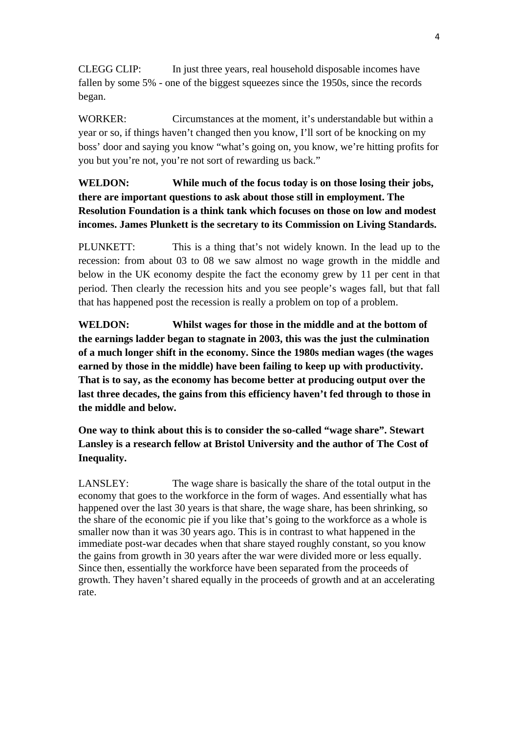CLEGG CLIP: In just three years, real household disposable incomes have fallen by some 5% - one of the biggest squeezes since the 1950s, since the records began.

WORKER: Circumstances at the moment, it's understandable but within a year or so, if things haven't changed then you know, I'll sort of be knocking on my boss' door and saying you know "what's going on, you know, we're hitting profits for you but you're not, you're not sort of rewarding us back."

**WELDON: While much of the focus today is on those losing their jobs, there are important questions to ask about those still in employment. The Resolution Foundation is a think tank which focuses on those on low and modest incomes. James Plunkett is the secretary to its Commission on Living Standards.**

PLUNKETT: This is a thing that's not widely known. In the lead up to the recession: from about 03 to 08 we saw almost no wage growth in the middle and below in the UK economy despite the fact the economy grew by 11 per cent in that period. Then clearly the recession hits and you see people's wages fall, but that fall that has happened post the recession is really a problem on top of a problem.

**WELDON: Whilst wages for those in the middle and at the bottom of the earnings ladder began to stagnate in 2003, this was the just the culmination of a much longer shift in the economy. Since the 1980s median wages (the wages earned by those in the middle) have been failing to keep up with productivity. That is to say, as the economy has become better at producing output over the last three decades, the gains from this efficiency haven't fed through to those in the middle and below.**

**One way to think about this is to consider the so-called "wage share". Stewart Lansley is a research fellow at Bristol University and the author of The Cost of Inequality.**

LANSLEY: The wage share is basically the share of the total output in the economy that goes to the workforce in the form of wages. And essentially what has happened over the last 30 years is that share, the wage share, has been shrinking, so the share of the economic pie if you like that's going to the workforce as a whole is smaller now than it was 30 years ago. This is in contrast to what happened in the immediate post-war decades when that share stayed roughly constant, so you know the gains from growth in 30 years after the war were divided more or less equally. Since then, essentially the workforce have been separated from the proceeds of growth. They haven't shared equally in the proceeds of growth and at an accelerating rate.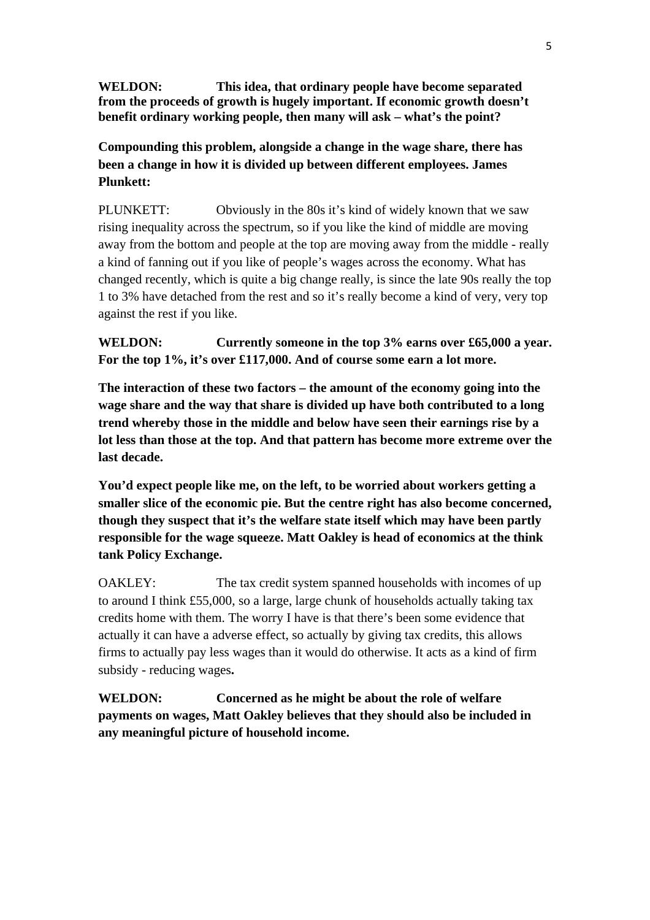**WELDON: This idea, that ordinary people have become separated from the proceeds of growth is hugely important. If economic growth doesn't benefit ordinary working people, then many will ask – what's the point?**

**Compounding this problem, alongside a change in the wage share, there has been a change in how it is divided up between different employees. James Plunkett:**

PLUNKETT: Obviously in the 80s it's kind of widely known that we saw rising inequality across the spectrum, so if you like the kind of middle are moving away from the bottom and people at the top are moving away from the middle - really a kind of fanning out if you like of people's wages across the economy. What has changed recently, which is quite a big change really, is since the late 90s really the top 1 to 3% have detached from the rest and so it's really become a kind of very, very top against the rest if you like.

**WELDON: Currently someone in the top 3% earns over £65,000 a year. For the top 1%, it's over £117,000. And of course some earn a lot more.**

**The interaction of these two factors – the amount of the economy going into the wage share and the way that share is divided up have both contributed to a long trend whereby those in the middle and below have seen their earnings rise by a lot less than those at the top. And that pattern has become more extreme over the last decade.**

**You'd expect people like me, on the left, to be worried about workers getting a smaller slice of the economic pie. But the centre right has also become concerned, though they suspect that it's the welfare state itself which may have been partly responsible for the wage squeeze. Matt Oakley is head of economics at the think tank Policy Exchange.**

OAKLEY: The tax credit system spanned households with incomes of up to around I think £55,000, so a large, large chunk of households actually taking tax credits home with them. The worry I have is that there's been some evidence that actually it can have a adverse effect, so actually by giving tax credits, this allows firms to actually pay less wages than it would do otherwise. It acts as a kind of firm subsidy - reducing wages**.**

**WELDON: Concerned as he might be about the role of welfare payments on wages, Matt Oakley believes that they should also be included in any meaningful picture of household income.**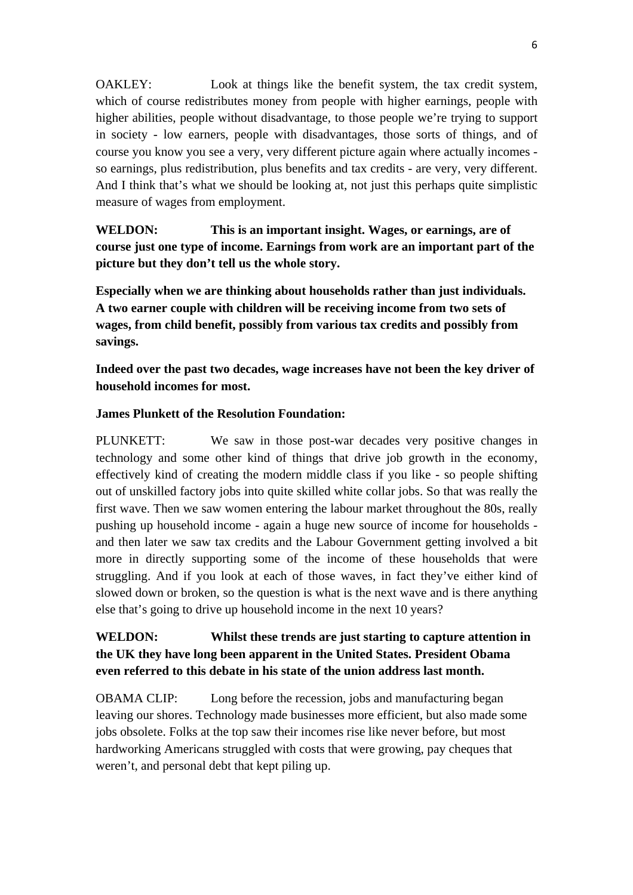OAKLEY: Look at things like the benefit system, the tax credit system, which of course redistributes money from people with higher earnings, people with higher abilities, people without disadvantage, to those people we're trying to support in society - low earners, people with disadvantages, those sorts of things, and of course you know you see a very, very different picture again where actually incomes - so earnings, plus redistribution, plus benefits and tax credits - are very, very different. And I think that's what we should be looking at, not just this perhaps quite simplistic measure of wages from employment.

**WELDON: This is an important insight. Wages, or earnings, are of course just one type of income. Earnings from work are an important part of the picture but they don't tell us the whole story.**

**Especially when we are thinking about households rather than just individuals. A two earner couple with children will be receiving income from two sets of wages, from child benefit, possibly from various tax credits and possibly from savings.**

**Indeed over the past two decades, wage increases have not been the key driver of household incomes for most.**

**James Plunkett of the Resolution Foundation:**

PLUNKETT: We saw in those post-war decades very positive changes in technology and some other kind of things that drive job growth in the economy, effectively kind of creating the modern middle class if you like - so people shifting out of unskilled factory jobs into quite skilled white collar jobs. So that was really the first wave. Then we saw women entering the labour market throughout the 80s, really pushing up household income - again a huge new source of income for households - and then later we saw tax credits and the Labour Government getting involved a bit more in directly supporting some of the income of these households that were struggling. And if you look at each of those waves, in fact they've either kind of slowed down or broken, so the question is what is the next wave and is there anything else that's going to drive up household income in the next 10 years?

**WELDON: Whilst these trends are just starting to capture attention in the UK they have long been apparent in the United States. President Obama even referred to this debate in his state of the union address last month.**

OBAMA CLIP: Long before the recession, jobs and manufacturing began leaving our shores. Technology made businesses more efficient, but also made some jobs obsolete. Folks at the top saw their incomes rise like never before, but most hardworking Americans struggled with costs that were growing, pay cheques that weren't, and personal debt that kept piling up.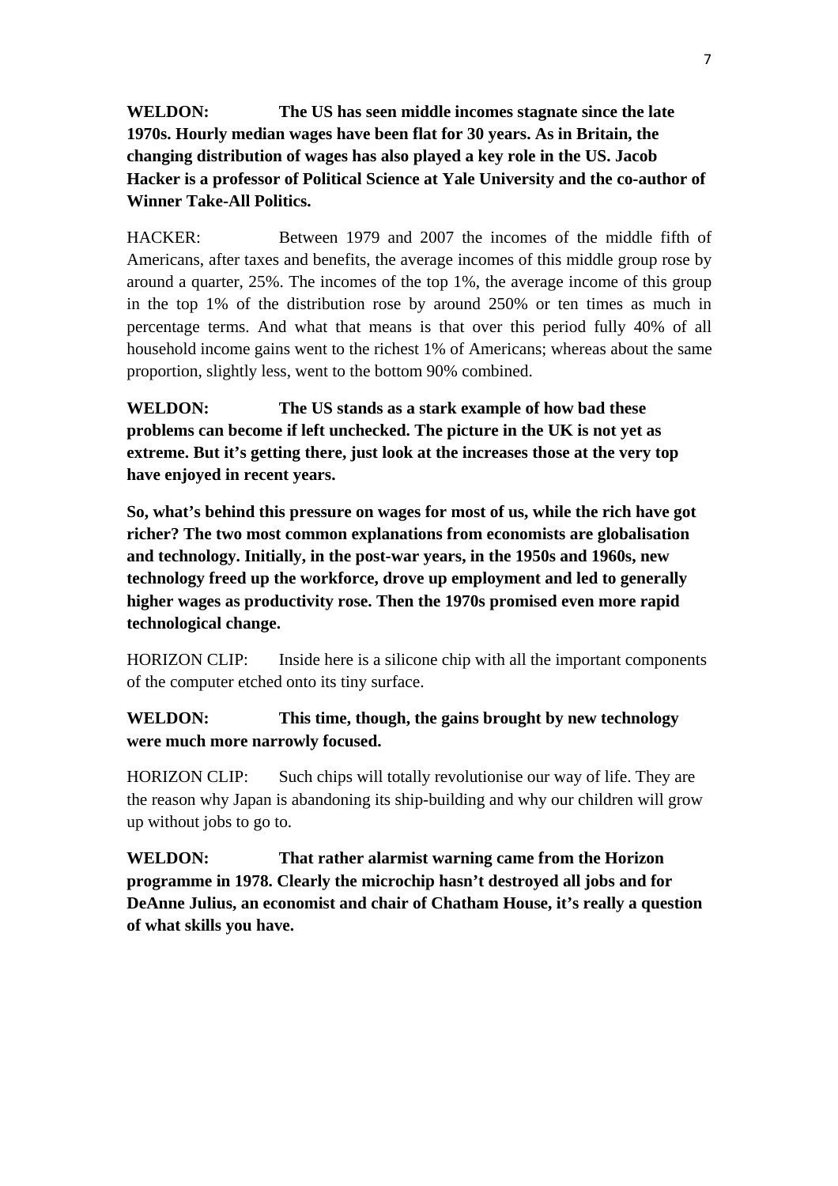**WELDON: The US has seen middle incomes stagnate since the late 1970s. Hourly median wages have been flat for 30 years. As in Britain, the changing distribution of wages has also played a key role in the US. Jacob Hacker is a professor of Political Science at Yale University and the co-author of Winner Take-All Politics.**

HACKER: Between 1979 and 2007 the incomes of the middle fifth of Americans, after taxes and benefits, the average incomes of this middle group rose by around a quarter, 25%. The incomes of the top 1%, the average income of this group in the top 1% of the distribution rose by around 250% or ten times as much in percentage terms. And what that means is that over this period fully 40% of all household income gains went to the richest 1% of Americans; whereas about the same proportion, slightly less, went to the bottom 90% combined.

**WELDON: The US stands as a stark example of how bad these problems can become if left unchecked. The picture in the UK is not yet as extreme. But it's getting there, just look at the increases those at the very top have enjoyed in recent years.**

**So, what's behind this pressure on wages for most of us, while the rich have got richer? The two most common explanations from economists are globalisation and technology. Initially, in the post-war years, in the 1950s and 1960s, new technology freed up the workforce, drove up employment and led to generally higher wages as productivity rose. Then the 1970s promised even more rapid technological change.**

HORIZON CLIP: Inside here is a silicone chip with all the important components of the computer etched onto its tiny surface.

**WELDON: This time, though, the gains brought by new technology were much more narrowly focused.**

HORIZON CLIP: Such chips will totally revolutionise our way of life. They are the reason why Japan is abandoning its ship-building and why our children will grow up without jobs to go to.

**WELDON: That rather alarmist warning came from the Horizon programme in 1978. Clearly the microchip hasn't destroyed all jobs and for DeAnne Julius, an economist and chair of Chatham House, it's really a question of what skills you have.**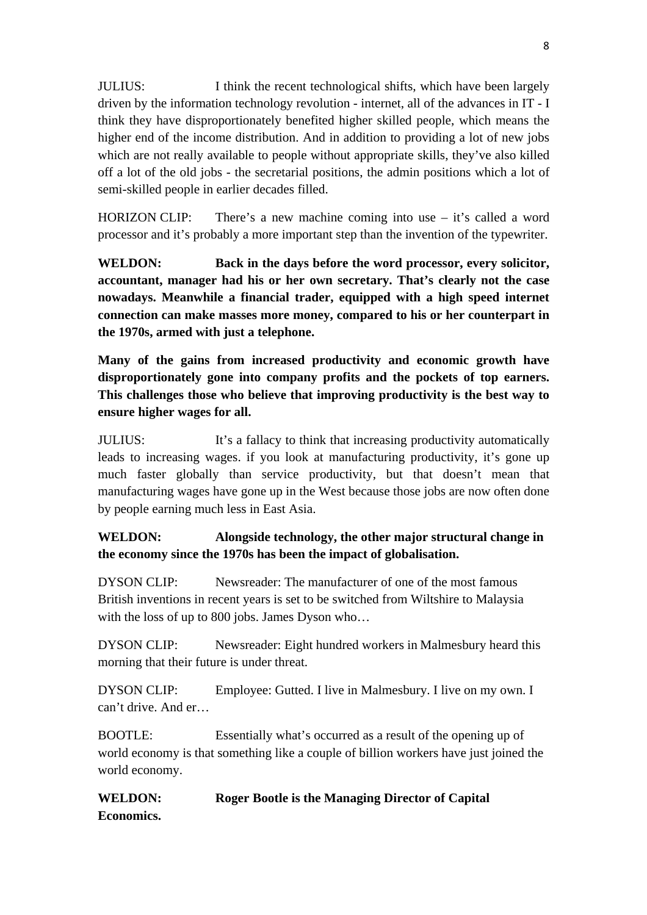JULIUS: I think the recent technological shifts, which have been largely driven by the information technology revolution - internet, all of the advances in IT - I think they have disproportionately benefited higher skilled people, which means the higher end of the income distribution. And in addition to providing a lot of new jobs which are not really available to people without appropriate skills, they've also killed off a lot of the old jobs - the secretarial positions, the admin positions which a lot of semi-skilled people in earlier decades filled.

HORIZON CLIP: There's a new machine coming into use – it's called a word processor and it's probably a more important step than the invention of the typewriter.

**WELDON: Back in the days before the word processor, every solicitor, accountant, manager had his or her own secretary. That's clearly not the case nowadays. Meanwhile a financial trader, equipped with a high speed internet connection can make masses more money, compared to his or her counterpart in the 1970s, armed with just a telephone.**

**Many of the gains from increased productivity and economic growth have disproportionately gone into company profits and the pockets of top earners. This challenges those who believe that improving productivity is the best way to ensure higher wages for all.**

JULIUS: It's a fallacy to think that increasing productivity automatically leads to increasing wages. if you look at manufacturing productivity, it's gone up much faster globally than service productivity, but that doesn't mean that manufacturing wages have gone up in the West because those jobs are now often done by people earning much less in East Asia.

**WELDON: Alongside technology, the other major structural change in the economy since the 1970s has been the impact of globalisation.**

DYSON CLIP: Newsreader: The manufacturer of one of the most famous British inventions in recent years is set to be switched from Wiltshire to Malaysia with the loss of up to 800 jobs. James Dyson who…

DYSON CLIP: Newsreader: Eight hundred workers in Malmesbury heard this morning that their future is under threat.

DYSON CLIP: Employee: Gutted. I live in Malmesbury. I live on my own. I can't drive. And er…

BOOTLE: Essentially what's occurred as a result of the opening up of world economy is that something like a couple of billion workers have just joined the world economy.

**WELDON: Roger Bootle is the Managing Director of Capital Economics.**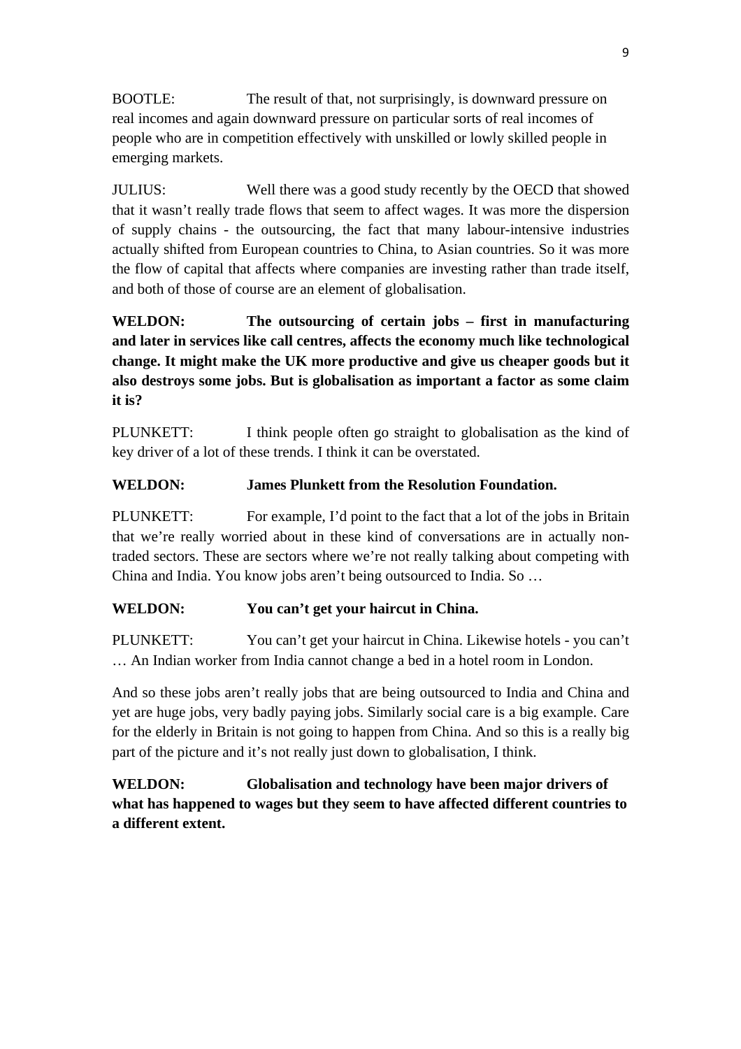BOOTLE: The result of that, not surprisingly, is downward pressure on real incomes and again downward pressure on particular sorts of real incomes of people who are in competition effectively with unskilled or lowly skilled people in emerging markets.

JULIUS: Well there was a good study recently by the OECD that showed that it wasn't really trade flows that seem to affect wages. It was more the dispersion of supply chains - the outsourcing, the fact that many labour-intensive industries actually shifted from European countries to China, to Asian countries. So it was more the flow of capital that affects where companies are investing rather than trade itself, and both of those of course are an element of globalisation.

**WELDON: The outsourcing of certain jobs – first in manufacturing and later in services like call centres, affects the economy much like technological change. It might make the UK more productive and give us cheaper goods but it also destroys some jobs. But is globalisation as important a factor as some claim it is?**

PLUNKETT: I think people often go straight to globalisation as the kind of key driver of a lot of these trends. I think it can be overstated.

**WELDON: James Plunkett from the Resolution Foundation.**

PLUNKETT: For example, I'd point to the fact that a lot of the jobs in Britain that we're really worried about in these kind of conversations are in actually non-traded sectors. These are sectors where we're not really talking about competing with China and India. You know jobs aren't being outsourced to India. So …

**WELDON: You can't get your haircut in China.**

PLUNKETT: You can't get your haircut in China. Likewise hotels - you can't … An Indian worker from India cannot change a bed in a hotel room in London.

And so these jobs aren't really jobs that are being outsourced to India and China and yet are huge jobs, very badly paying jobs. Similarly social care is a big example. Care for the elderly in Britain is not going to happen from China. And so this is a really big part of the picture and it's not really just down to globalisation, I think.

**WELDON: Globalisation and technology have been major drivers of what has happened to wages but they seem to have affected different countries to a different extent.**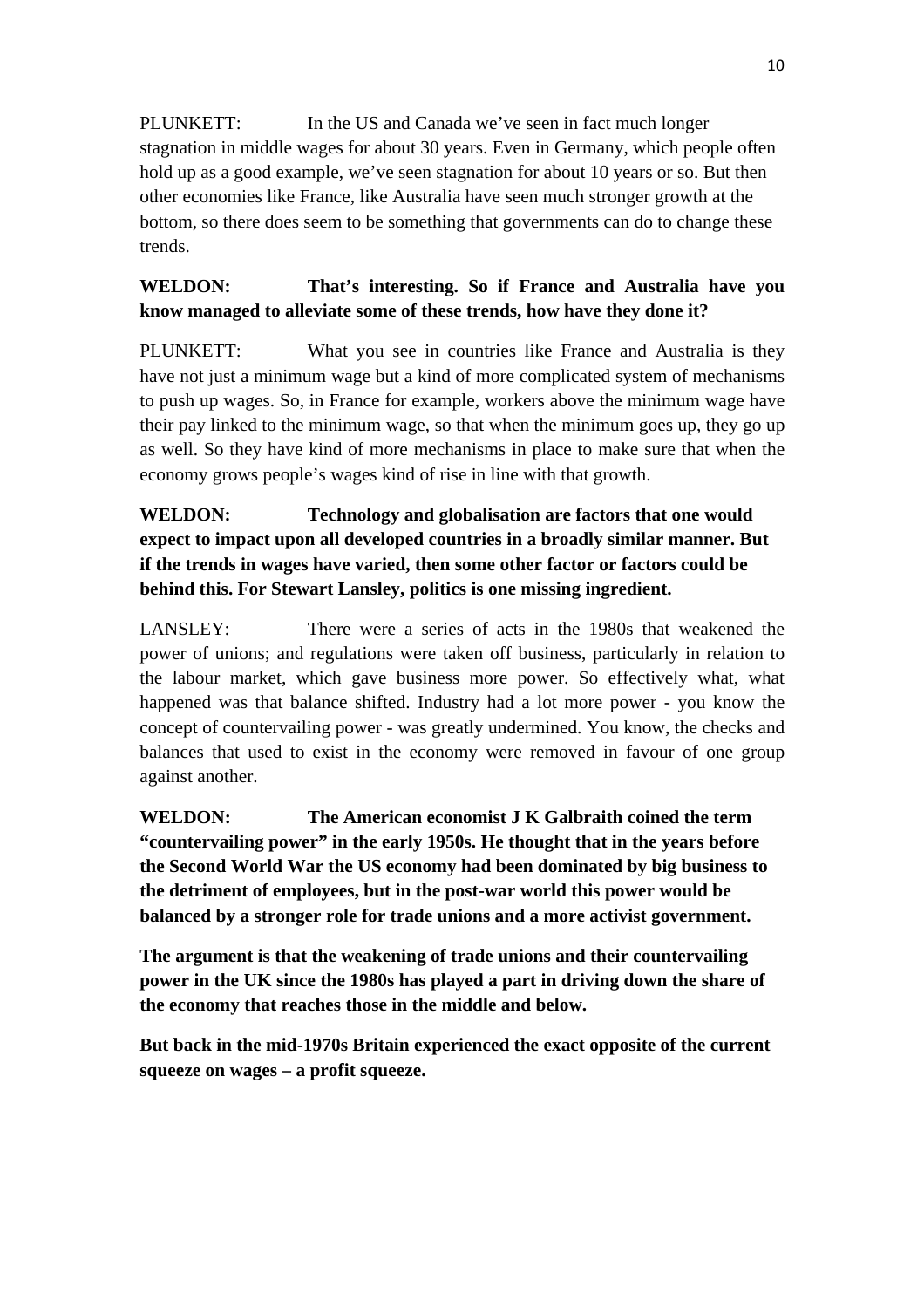PLUNKETT: In the US and Canada we've seen in fact much longer stagnation in middle wages for about 30 years. Even in Germany, which people often hold up as a good example, we've seen stagnation for about 10 years or so. But then other economies like France, like Australia have seen much stronger growth at the bottom, so there does seem to be something that governments can do to change these trends.

**WELDON: That's interesting. So if France and Australia have you know managed to alleviate some of these trends, how have they done it?**

PLUNKETT: What you see in countries like France and Australia is they have not just a minimum wage but a kind of more complicated system of mechanisms to push up wages. So, in France for example, workers above the minimum wage have their pay linked to the minimum wage, so that when the minimum goes up, they go up as well. So they have kind of more mechanisms in place to make sure that when the economy grows people's wages kind of rise in line with that growth.

**WELDON: Technology and globalisation are factors that one would expect to impact upon all developed countries in a broadly similar manner. But if the trends in wages have varied, then some other factor or factors could be behind this. For Stewart Lansley, politics is one missing ingredient.**

LANSLEY: There were a series of acts in the 1980s that weakened the power of unions; and regulations were taken off business, particularly in relation to the labour market, which gave business more power. So effectively what, what happened was that balance shifted. Industry had a lot more power - you know the concept of countervailing power - was greatly undermined. You know, the checks and balances that used to exist in the economy were removed in favour of one group against another.

**WELDON: The American economist J K Galbraith coined the term "countervailing power" in the early 1950s. He thought that in the years before the Second World War the US economy had been dominated by big business to the detriment of employees, but in the post-war world this power would be balanced by a stronger role for trade unions and a more activist government.**

**The argument is that the weakening of trade unions and their countervailing power in the UK since the 1980s has played a part in driving down the share of the economy that reaches those in the middle and below.**

**But back in the mid-1970s Britain experienced the exact opposite of the current squeeze on wages – a profit squeeze.**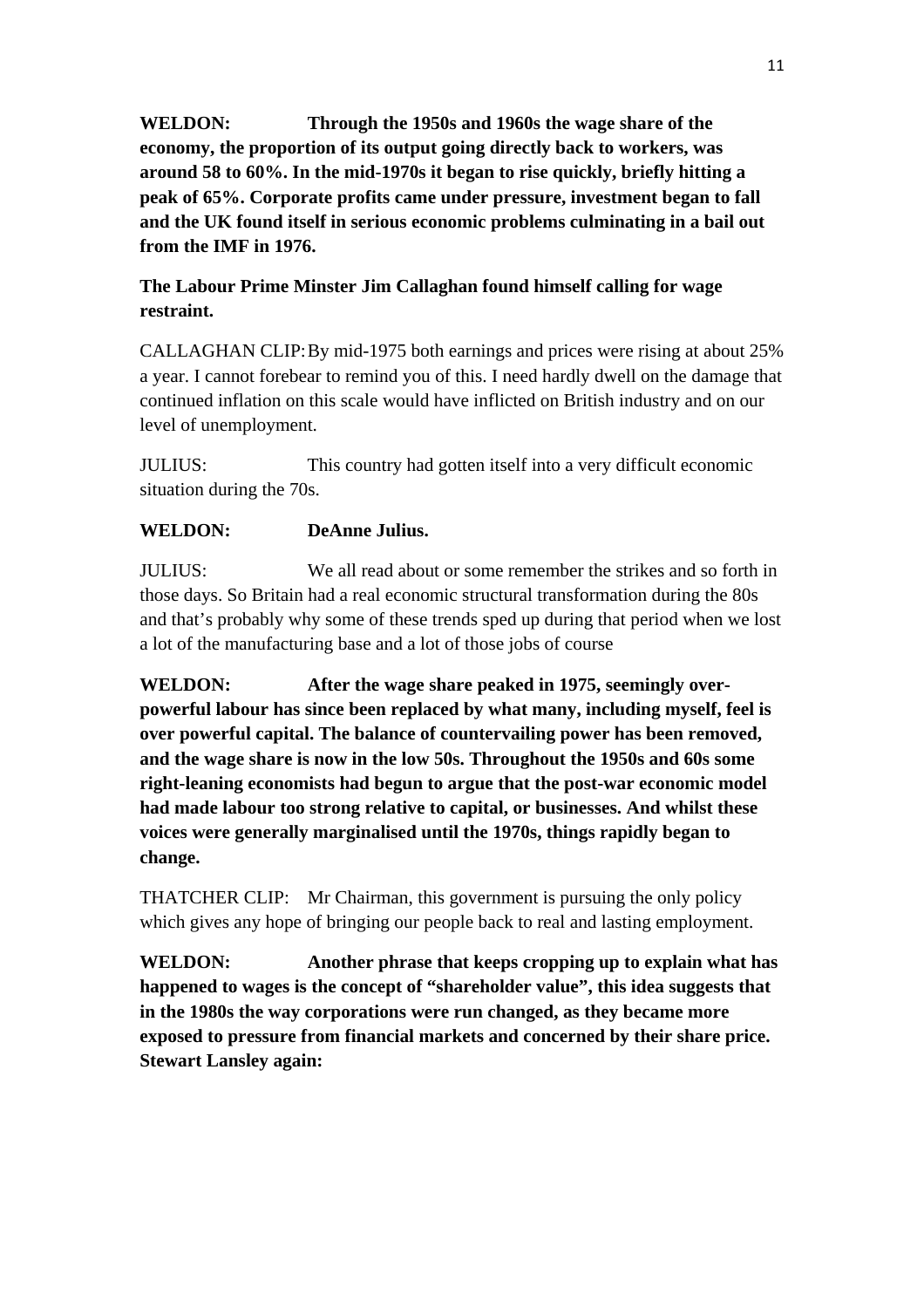**WELDON: Through the 1950s and 1960s the wage share of the economy, the proportion of its output going directly back to workers, was around 58 to 60%. In the mid-1970s it began to rise quickly, briefly hitting a peak of 65%. Corporate profits came under pressure, investment began to fall and the UK found itself in serious economic problems culminating in a bail out from the IMF in 1976.**

**The Labour Prime Minster Jim Callaghan found himself calling for wage restraint.**

CALLAGHAN CLIP: By mid-1975 both earnings and prices were rising at about 25% a year. I cannot forebear to remind you of this. I need hardly dwell on the damage that continued inflation on this scale would have inflicted on British industry and on our level of unemployment.

JULIUS: This country had gotten itself into a very difficult economic situation during the 70s.

**WELDON: DeAnne Julius.**

JULIUS: We all read about or some remember the strikes and so forth in those days. So Britain had a real economic structural transformation during the 80s and that's probably why some of these trends sped up during that period when we lost a lot of the manufacturing base and a lot of those jobs of course

**WELDON: After the wage share peaked in 1975, seemingly over-powerful labour has since been replaced by what many, including myself, feel is over powerful capital. The balance of countervailing power has been removed, and the wage share is now in the low 50s. Throughout the 1950s and 60s some right-leaning economists had begun to argue that the post-war economic model had made labour too strong relative to capital, or businesses. And whilst these voices were generally marginalised until the 1970s, things rapidly began to change.**

THATCHER CLIP: Mr Chairman, this government is pursuing the only policy which gives any hope of bringing our people back to real and lasting employment.

**WELDON: Another phrase that keeps cropping up to explain what has happened to wages is the concept of "shareholder value", this idea suggests that in the 1980s the way corporations were run changed, as they became more exposed to pressure from financial markets and concerned by their share price. Stewart Lansley again:**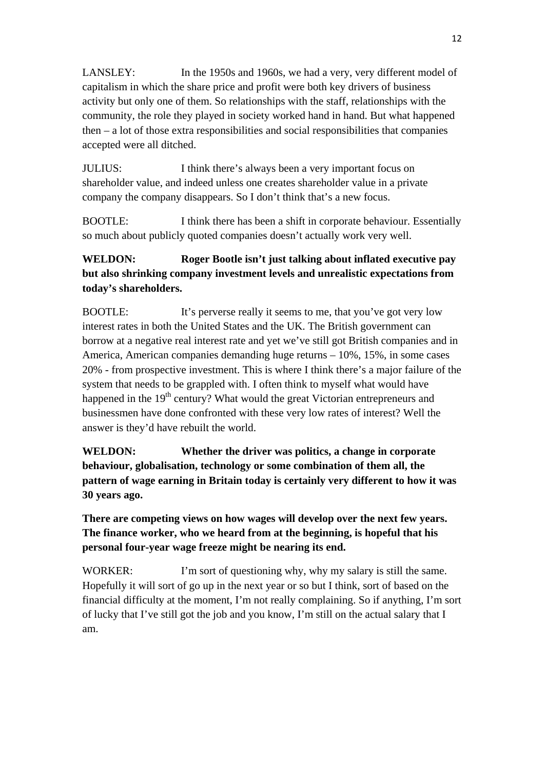LANSLEY: In the 1950s and 1960s, we had a very, very different model of capitalism in which the share price and profit were both key drivers of business activity but only one of them. So relationships with the staff, relationships with the community, the role they played in society worked hand in hand. But what happened then – a lot of those extra responsibilities and social responsibilities that companies accepted were all ditched.

JULIUS: I think there's always been a very important focus on shareholder value, and indeed unless one creates shareholder value in a private company the company disappears. So I don't think that's a new focus.

BOOTLE: I think there has been a shift in corporate behaviour. Essentially so much about publicly quoted companies doesn't actually work very well.

**WELDON: Roger Bootle isn't just talking about inflated executive pay but also shrinking company investment levels and unrealistic expectations from today's shareholders.**

BOOTLE: It's perverse really it seems to me, that you've got very low interest rates in both the United States and the UK. The British government can borrow at a negative real interest rate and yet we've still got British companies and in America, American companies demanding huge returns – 10%, 15%, in some cases 20% - from prospective investment. This is where I think there's a major failure of the system that needs to be grappled with. I often think to myself what would have happened in the 19th century? What would the great Victorian entrepreneurs and businessmen have done confronted with these very low rates of interest? Well the answer is they'd have rebuilt the world.

**WELDON: Whether the driver was politics, a change in corporate behaviour, globalisation, technology or some combination of them all, the pattern of wage earning in Britain today is certainly very different to how it was 30 years ago.**

**There are competing views on how wages will develop over the next few years. The finance worker, who we heard from at the beginning, is hopeful that his personal four-year wage freeze might be nearing its end.**

WORKER: I'm sort of questioning why, why my salary is still the same. Hopefully it will sort of go up in the next year or so but I think, sort of based on the financial difficulty at the moment, I'm not really complaining. So if anything, I'm sort of lucky that I've still got the job and you know, I'm still on the actual salary that I am.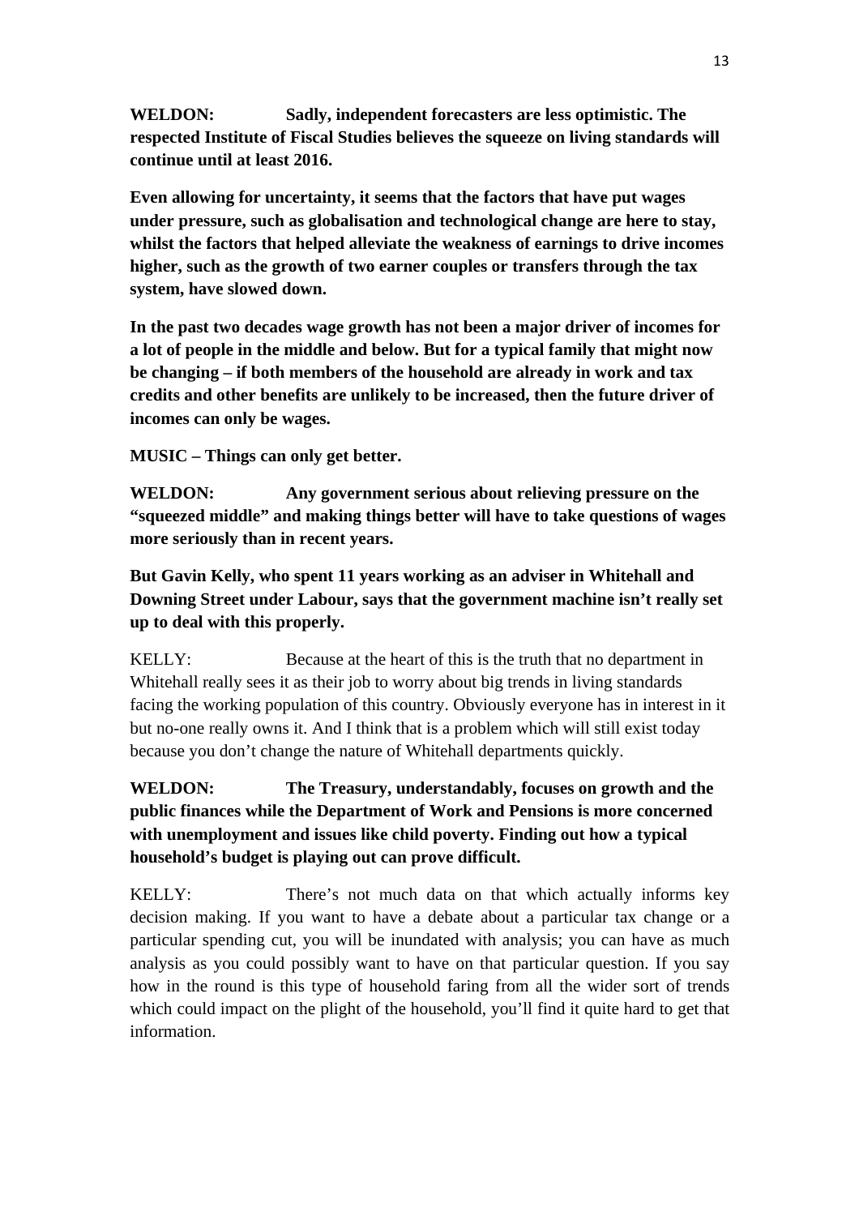**WELDON: Sadly, independent forecasters are less optimistic. The respected Institute of Fiscal Studies believes the squeeze on living standards will continue until at least 2016.**

**Even allowing for uncertainty, it seems that the factors that have put wages under pressure, such as globalisation and technological change are here to stay, whilst the factors that helped alleviate the weakness of earnings to drive incomes higher, such as the growth of two earner couples or transfers through the tax system, have slowed down.**

**In the past two decades wage growth has not been a major driver of incomes for a lot of people in the middle and below. But for a typical family that might now be changing – if both members of the household are already in work and tax credits and other benefits are unlikely to be increased, then the future driver of incomes can only be wages.**

**MUSIC – Things can only get better.**

**WELDON: Any government serious about relieving pressure on the "squeezed middle" and making things better will have to take questions of wages more seriously than in recent years.**

**But Gavin Kelly, who spent 11 years working as an adviser in Whitehall and Downing Street under Labour, says that the government machine isn't really set up to deal with this properly.**

KELLY: Because at the heart of this is the truth that no department in Whitehall really sees it as their job to worry about big trends in living standards facing the working population of this country. Obviously everyone has in interest in it but no-one really owns it. And I think that is a problem which will still exist today because you don't change the nature of Whitehall departments quickly.

**WELDON: The Treasury, understandably, focuses on growth and the public finances while the Department of Work and Pensions is more concerned with unemployment and issues like child poverty. Finding out how a typical household's budget is playing out can prove difficult.**

KELLY: There's not much data on that which actually informs key decision making. If you want to have a debate about a particular tax change or a particular spending cut, you will be inundated with analysis; you can have as much analysis as you could possibly want to have on that particular question. If you say how in the round is this type of household faring from all the wider sort of trends which could impact on the plight of the household, you'll find it quite hard to get that information.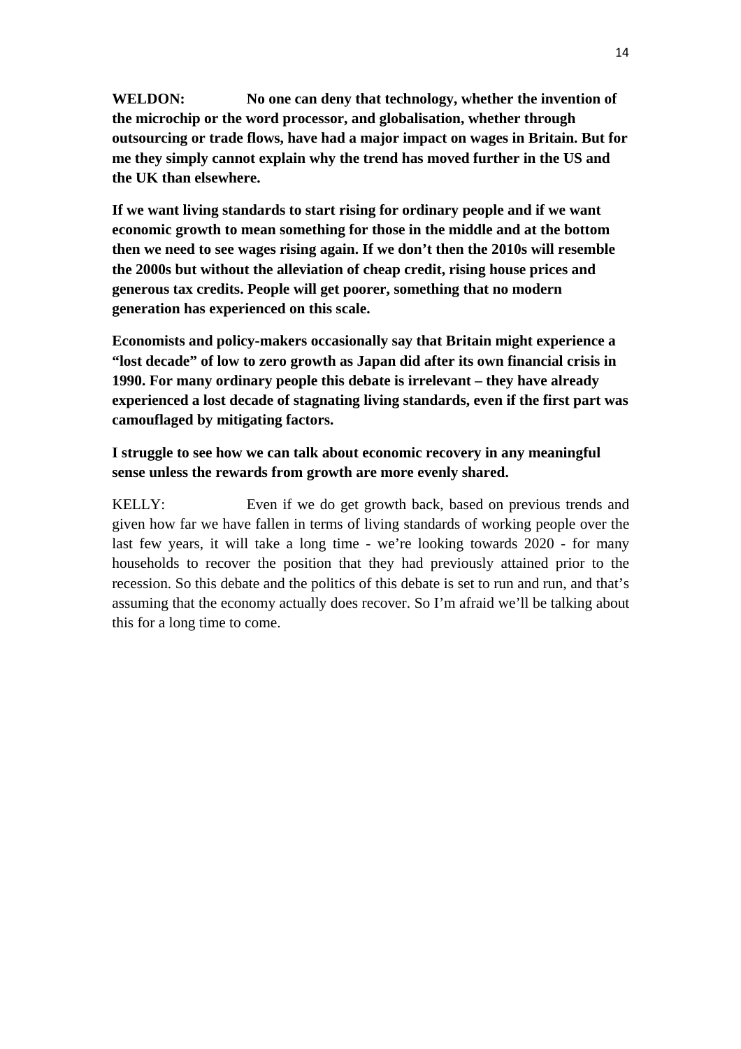**WELDON: No one can deny that technology, whether the invention of the microchip or the word processor, and globalisation, whether through outsourcing or trade flows, have had a major impact on wages in Britain. But for me they simply cannot explain why the trend has moved further in the US and the UK than elsewhere.**

**If we want living standards to start rising for ordinary people and if we want economic growth to mean something for those in the middle and at the bottom then we need to see wages rising again. If we don't then the 2010s will resemble the 2000s but without the alleviation of cheap credit, rising house prices and generous tax credits. People will get poorer, something that no modern generation has experienced on this scale.**

**Economists and policy-makers occasionally say that Britain might experience a "lost decade" of low to zero growth as Japan did after its own financial crisis in 1990. For many ordinary people this debate is irrelevant – they have already experienced a lost decade of stagnating living standards, even if the first part was camouflaged by mitigating factors.**

**I struggle to see how we can talk about economic recovery in any meaningful sense unless the rewards from growth are more evenly shared.**

KELLY: Even if we do get growth back, based on previous trends and given how far we have fallen in terms of living standards of working people over the last few years, it will take a long time - we're looking towards 2020 - for many households to recover the position that they had previously attained prior to the recession. So this debate and the politics of this debate is set to run and run, and that's assuming that the economy actually does recover. So I'm afraid we'll be talking about this for a long time to come.